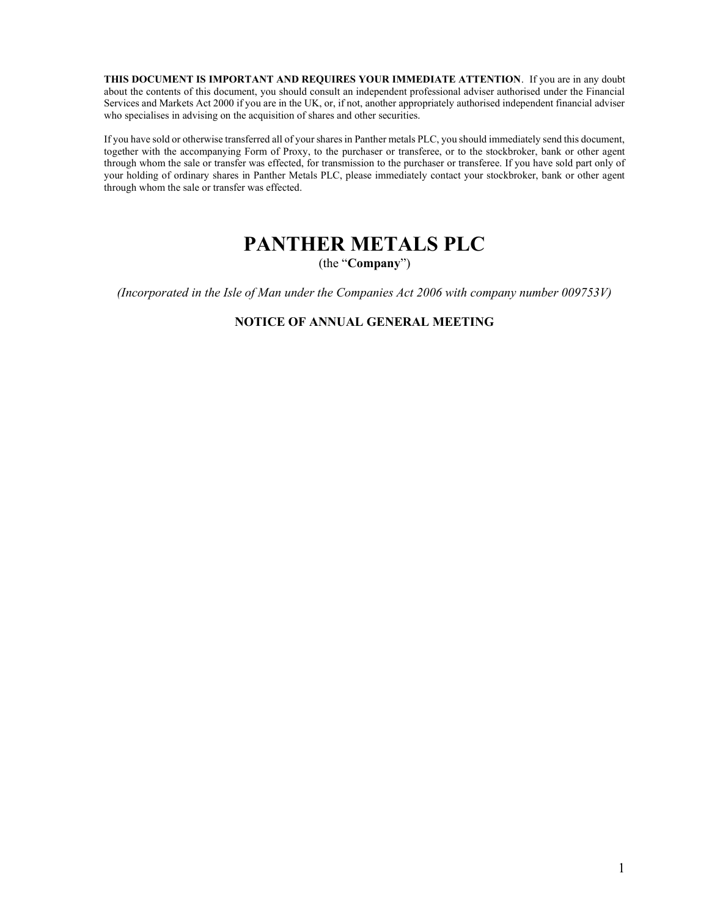**THIS DOCUMENT IS IMPORTANT AND REQUIRES YOUR IMMEDIATE ATTENTION**. If you are in any doubt about the contents of this document, you should consult an independent professional adviser authorised under the Financial Services and Markets Act 2000 if you are in the UK, or, if not, another appropriately authorised independent financial adviser who specialises in advising on the acquisition of shares and other securities.

If you have sold or otherwise transferred all of your shares in Panther metals PLC, you should immediately send this document, together with the accompanying Form of Proxy, to the purchaser or transferee, or to the stockbroker, bank or other agent through whom the sale or transfer was effected, for transmission to the purchaser or transferee. If you have sold part only of your holding of ordinary shares in Panther Metals PLC, please immediately contact your stockbroker, bank or other agent through whom the sale or transfer was effected.

# PANTHER METALS PLC

(the "**Company**")

*(Incorporated in the Isle of Man under the Companies Act 2006 with company number 009753V)*

## NOTICE OF ANNUAL GENERAL MEETING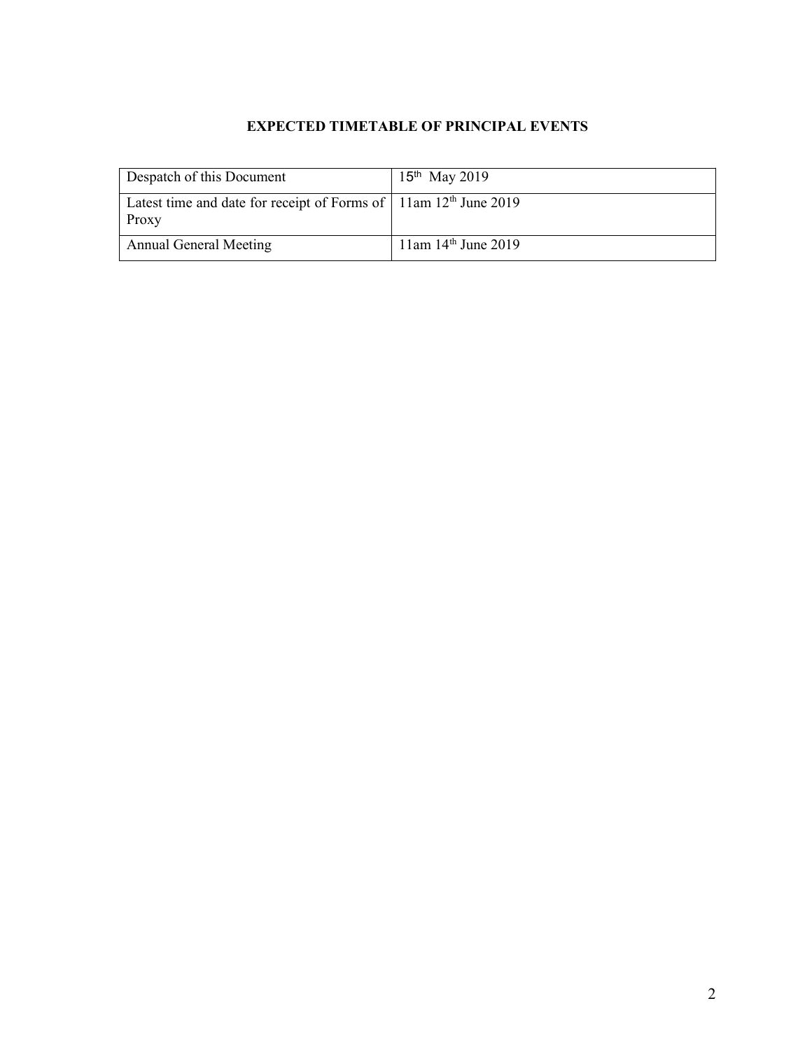**EXPECTED TIMETABLE OF PRINCIPAL EVENTS**

| | |
|---|---|
| Despatch of this Document | 15th May 2019 |
| Latest time and date for receipt of Forms of Proxy | 11am 12th June 2019 |
| Annual General Meeting | 11am 14th June 2019 |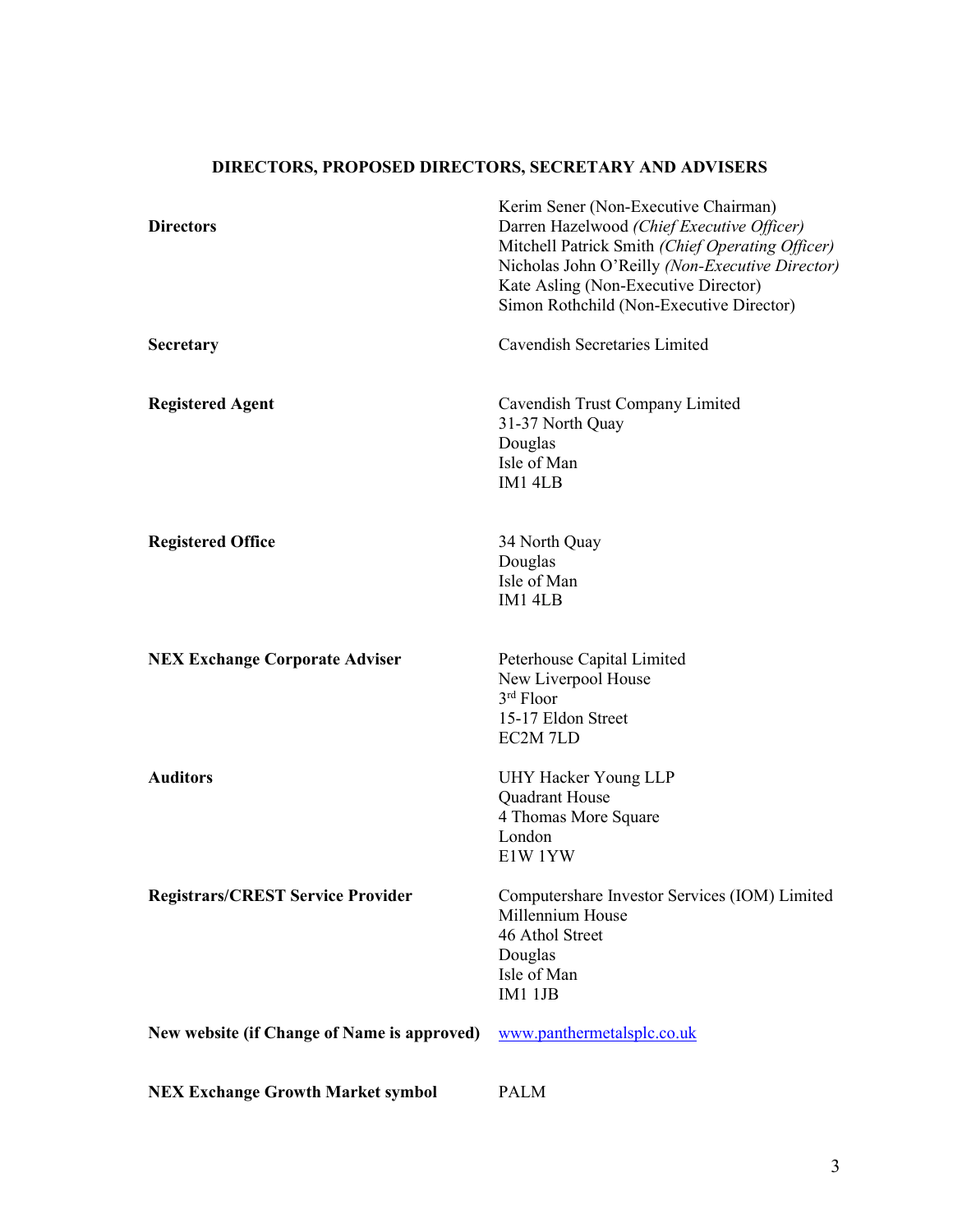## DIRECTORS, PROPOSED DIRECTORS, SECRETARY AND ADVISERS

| | |
|---|---|
| **Directors** | Kerim Sener (Non-Executive Chairman)<br>Darren Hazelwood *(Chief Executive Officer)*<br>Mitchell Patrick Smith *(Chief Operating Officer)*<br>Nicholas John O'Reilly *(Non-Executive Director)*<br>Kate Asling (Non-Executive Director)<br>Simon Rothchild (Non-Executive Director) |
| **Secretary** | Cavendish Secretaries Limited |
| **Registered Agent** | Cavendish Trust Company Limited<br>31-37 North Quay<br>Douglas<br>Isle of Man<br>IM1 4LB |
| **Registered Office** | 34 North Quay<br>Douglas<br>Isle of Man<br>IM1 4LB |
| **NEX Exchange Corporate Adviser** | Peterhouse Capital Limited<br>New Liverpool House<br>3rd Floor<br>15-17 Eldon Street<br>EC2M 7LD |
| **Auditors** | UHY Hacker Young LLP<br>Quadrant House<br>4 Thomas More Square<br>London<br>E1W 1YW |
| **Registrars/CREST Service Provider** | Computershare Investor Services (IOM) Limited<br>Millennium House<br>46 Athol Street<br>Douglas<br>Isle of Man<br>IM1 1JB |
| **New website (if Change of Name is approved)** | www.panthermetalsplc.co.uk |
| **NEX Exchange Growth Market symbol** | PALM |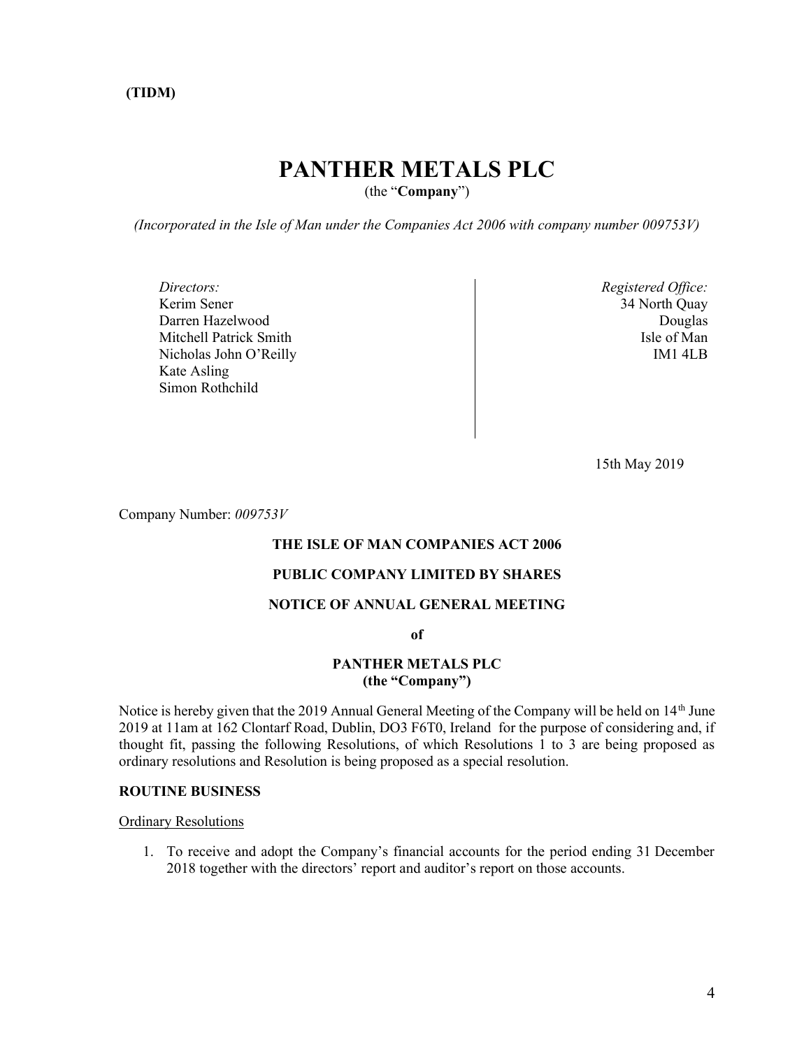**(TIDM)**

# PANTHER METALS PLC

(the "**Company**")

*(Incorporated in the Isle of Man under the Companies Act 2006 with company number 009753V)*

*Directors:*
Kerim Sener
Darren Hazelwood
Mitchell Patrick Smith
Nicholas John O'Reilly
Kate Asling
Simon Rothchild

*Registered Office:*
34 North Quay
Douglas
Isle of Man
IM1 4LB

15th May 2019

Company Number: *009753V*

**THE ISLE OF MAN COMPANIES ACT 2006**

**PUBLIC COMPANY LIMITED BY SHARES**

**NOTICE OF ANNUAL GENERAL MEETING**

**of**

**PANTHER METALS PLC**
**(the "Company")**

Notice is hereby given that the 2019 Annual General Meeting of the Company will be held on 14th June 2019 at 11am at 162 Clontarf Road, Dublin, DO3 F6T0, Ireland for the purpose of considering and, if thought fit, passing the following Resolutions, of which Resolutions 1 to 3 are being proposed as ordinary resolutions and Resolution is being proposed as a special resolution.

**ROUTINE BUSINESS**

Ordinary Resolutions

1. To receive and adopt the Company's financial accounts for the period ending 31 December 2018 together with the directors' report and auditor's report on those accounts.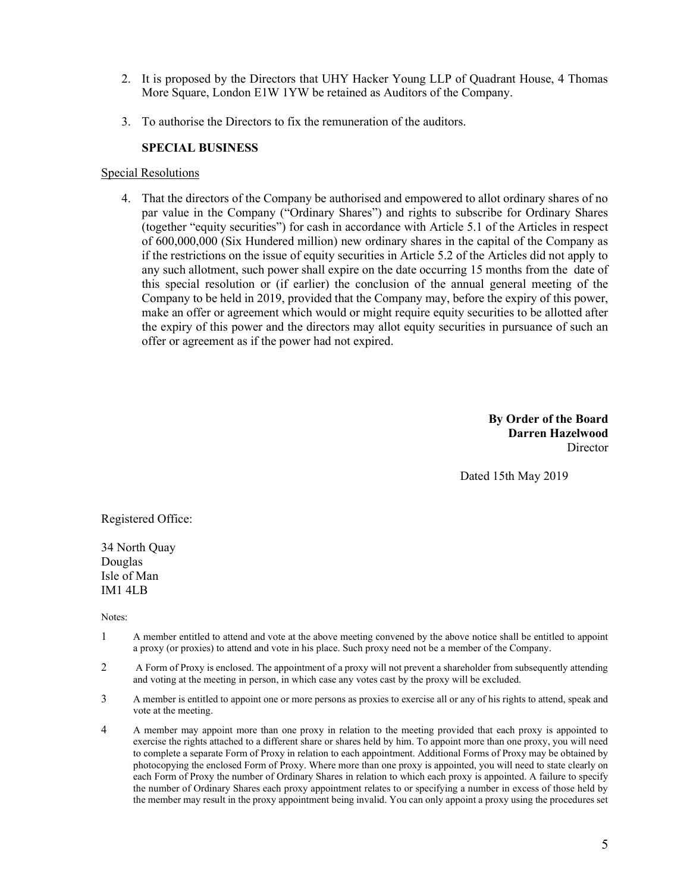2. It is proposed by the Directors that UHY Hacker Young LLP of Quadrant House, 4 Thomas More Square, London E1W 1YW be retained as Auditors of the Company.

3. To authorise the Directors to fix the remuneration of the auditors.

**SPECIAL BUSINESS**

Special Resolutions

4. That the directors of the Company be authorised and empowered to allot ordinary shares of no par value in the Company ("Ordinary Shares") and rights to subscribe for Ordinary Shares (together "equity securities") for cash in accordance with Article 5.1 of the Articles in respect of 600,000,000 (Six Hundered million) new ordinary shares in the capital of the Company as if the restrictions on the issue of equity securities in Article 5.2 of the Articles did not apply to any such allotment, such power shall expire on the date occurring 15 months from the date of this special resolution or (if earlier) the conclusion of the annual general meeting of the Company to be held in 2019, provided that the Company may, before the expiry of this power, make an offer or agreement which would or might require equity securities to be allotted after the expiry of this power and the directors may allot equity securities in pursuance of such an offer or agreement as if the power had not expired.

**By Order of the Board**
**Darren Hazelwood**
Director

Dated 15th May 2019

Registered Office:

34 North Quay
Douglas
Isle of Man
IM1 4LB

Notes:

1 A member entitled to attend and vote at the above meeting convened by the above notice shall be entitled to appoint a proxy (or proxies) to attend and vote in his place. Such proxy need not be a member of the Company.

2 A Form of Proxy is enclosed. The appointment of a proxy will not prevent a shareholder from subsequently attending and voting at the meeting in person, in which case any votes cast by the proxy will be excluded.

3 A member is entitled to appoint one or more persons as proxies to exercise all or any of his rights to attend, speak and vote at the meeting.

4 A member may appoint more than one proxy in relation to the meeting provided that each proxy is appointed to exercise the rights attached to a different share or shares held by him. To appoint more than one proxy, you will need to complete a separate Form of Proxy in relation to each appointment. Additional Forms of Proxy may be obtained by photocopying the enclosed Form of Proxy. Where more than one proxy is appointed, you will need to state clearly on each Form of Proxy the number of Ordinary Shares in relation to which each proxy is appointed. A failure to specify the number of Ordinary Shares each proxy appointment relates to or specifying a number in excess of those held by the member may result in the proxy appointment being invalid. You can only appoint a proxy using the procedures set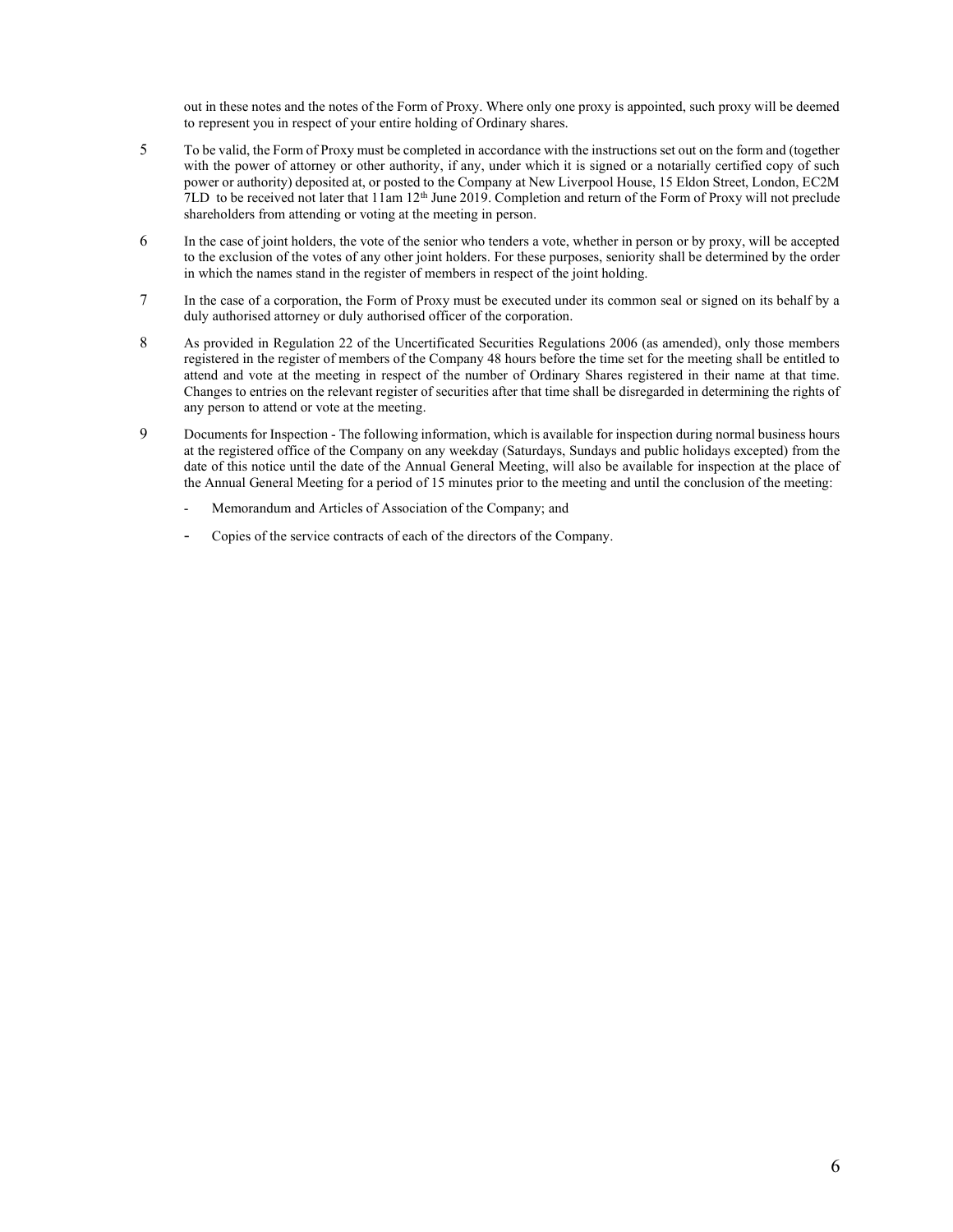out in these notes and the notes of the Form of Proxy. Where only one proxy is appointed, such proxy will be deemed to represent you in respect of your entire holding of Ordinary shares.

5 To be valid, the Form of Proxy must be completed in accordance with the instructions set out on the form and (together with the power of attorney or other authority, if any, under which it is signed or a notarially certified copy of such power or authority) deposited at, or posted to the Company at New Liverpool House, 15 Eldon Street, London, EC2M 7LD to be received not later that 11am 12th June 2019. Completion and return of the Form of Proxy will not preclude shareholders from attending or voting at the meeting in person.

6 In the case of joint holders, the vote of the senior who tenders a vote, whether in person or by proxy, will be accepted to the exclusion of the votes of any other joint holders. For these purposes, seniority shall be determined by the order in which the names stand in the register of members in respect of the joint holding.

7 In the case of a corporation, the Form of Proxy must be executed under its common seal or signed on its behalf by a duly authorised attorney or duly authorised officer of the corporation.

8 As provided in Regulation 22 of the Uncertificated Securities Regulations 2006 (as amended), only those members registered in the register of members of the Company 48 hours before the time set for the meeting shall be entitled to attend and vote at the meeting in respect of the number of Ordinary Shares registered in their name at that time. Changes to entries on the relevant register of securities after that time shall be disregarded in determining the rights of any person to attend or vote at the meeting.

9 Documents for Inspection - The following information, which is available for inspection during normal business hours at the registered office of the Company on any weekday (Saturdays, Sundays and public holidays excepted) from the date of this notice until the date of the Annual General Meeting, will also be available for inspection at the place of the Annual General Meeting for a period of 15 minutes prior to the meeting and until the conclusion of the meeting:

- Memorandum and Articles of Association of the Company; and
- Copies of the service contracts of each of the directors of the Company.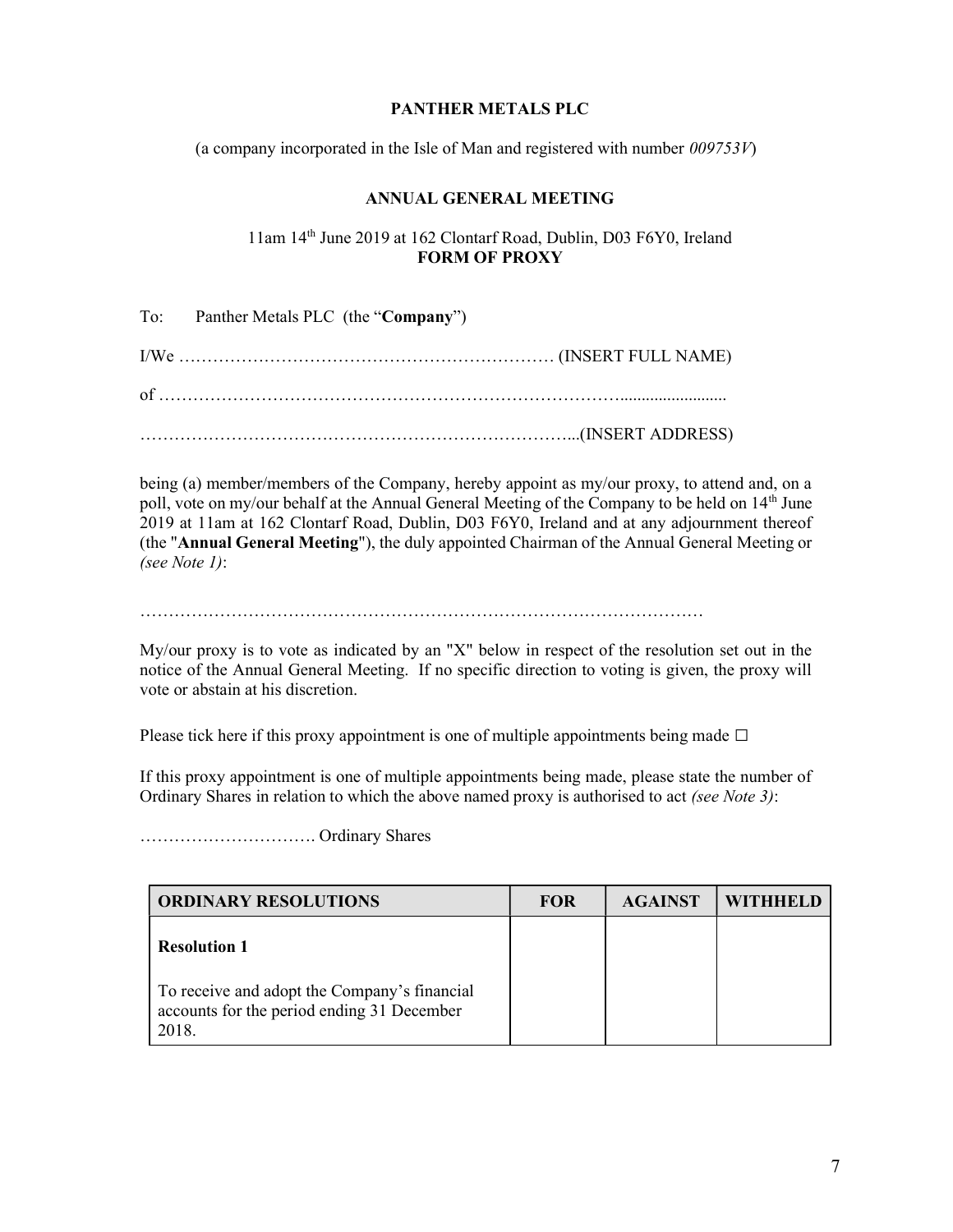**PANTHER METALS PLC**

(a company incorporated in the Isle of Man and registered with number *009753V*)

**ANNUAL GENERAL MEETING**

11am 14th June 2019 at 162 Clontarf Road, Dublin, D03 F6Y0, Ireland
**FORM OF PROXY**

To: Panther Metals PLC (the "**Company**")

I/We ………………………………………………………… (INSERT FULL NAME)

of …………………………………………………………………………........................

…………………………………………………………………...(INSERT ADDRESS)

being (a) member/members of the Company, hereby appoint as my/our proxy, to attend and, on a poll, vote on my/our behalf at the Annual General Meeting of the Company to be held on 14th June 2019 at 11am at 162 Clontarf Road, Dublin, D03 F6Y0, Ireland and at any adjournment thereof (the "**Annual General Meeting**"), the duly appointed Chairman of the Annual General Meeting or *(see Note 1)*:

………………………………………………………………………………………

My/our proxy is to vote as indicated by an "X" below in respect of the resolution set out in the notice of the Annual General Meeting. If no specific direction to voting is given, the proxy will vote or abstain at his discretion.

Please tick here if this proxy appointment is one of multiple appointments being made ☐

If this proxy appointment is one of multiple appointments being made, please state the number of Ordinary Shares in relation to which the above named proxy is authorised to act *(see Note 3)*:

…………………………. Ordinary Shares

| ORDINARY RESOLUTIONS | FOR | AGAINST | WITHHELD |
|---|---|---|---|
| **Resolution 1**<br><br>To receive and adopt the Company's financial accounts for the period ending 31 December 2018. | | | |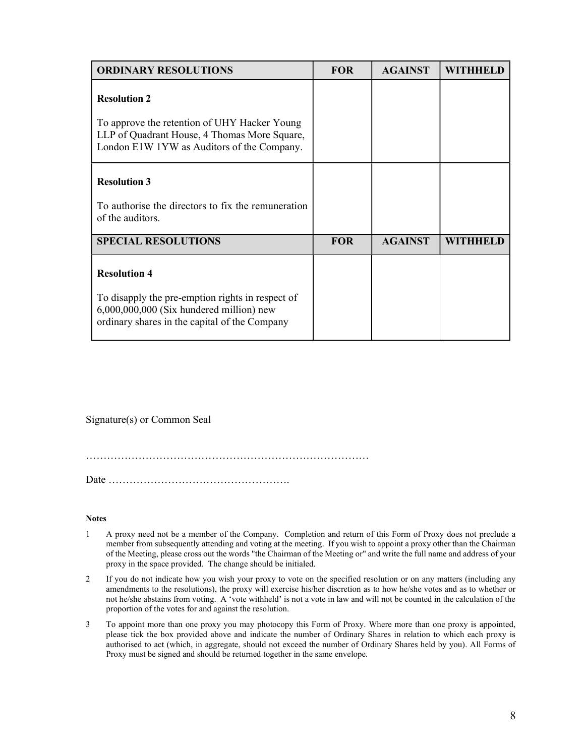| ORDINARY RESOLUTIONS | FOR | AGAINST | WITHHELD |
|---|---|---|---|
| **Resolution 2**<br><br>To approve the retention of UHY Hacker Young LLP of Quadrant House, 4 Thomas More Square, London E1W 1YW as Auditors of the Company. | | | |
| **Resolution 3**<br><br>To authorise the directors to fix the remuneration of the auditors. | | | |
| **SPECIAL RESOLUTIONS** | **FOR** | **AGAINST** | **WITHHELD** |
| **Resolution 4**<br><br>To disapply the pre-emption rights in respect of 6,000,000,000 (Six hundered million) new ordinary shares in the capital of the Company | | | |

Signature(s) or Common Seal

…………………………………………………………………………

Date …………………………………………….

**Notes**

1. A proxy need not be a member of the Company. Completion and return of this Form of Proxy does not preclude a member from subsequently attending and voting at the meeting. If you wish to appoint a proxy other than the Chairman of the Meeting, please cross out the words "the Chairman of the Meeting or" and write the full name and address of your proxy in the space provided. The change should be initialed.
2. If you do not indicate how you wish your proxy to vote on the specified resolution or on any matters (including any amendments to the resolutions), the proxy will exercise his/her discretion as to how he/she votes and as to whether or not he/she abstains from voting. A 'vote withheld' is not a vote in law and will not be counted in the calculation of the proportion of the votes for and against the resolution.
3. To appoint more than one proxy you may photocopy this Form of Proxy. Where more than one proxy is appointed, please tick the box provided above and indicate the number of Ordinary Shares in relation to which each proxy is authorised to act (which, in aggregate, should not exceed the number of Ordinary Shares held by you). All Forms of Proxy must be signed and should be returned together in the same envelope.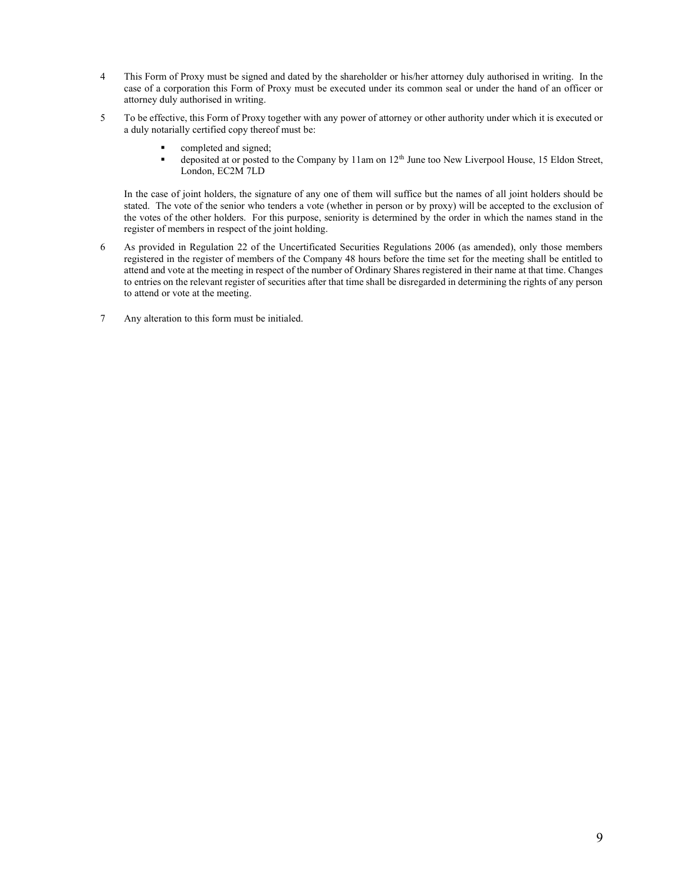4 This Form of Proxy must be signed and dated by the shareholder or his/her attorney duly authorised in writing. In the case of a corporation this Form of Proxy must be executed under its common seal or under the hand of an officer or attorney duly authorised in writing.

5 To be effective, this Form of Proxy together with any power of attorney or other authority under which it is executed or a duly notarially certified copy thereof must be:

   - completed and signed;
   - deposited at or posted to the Company by 11am on 12th June too New Liverpool House, 15 Eldon Street, London, EC2M 7LD

   In the case of joint holders, the signature of any one of them will suffice but the names of all joint holders should be stated. The vote of the senior who tenders a vote (whether in person or by proxy) will be accepted to the exclusion of the votes of the other holders. For this purpose, seniority is determined by the order in which the names stand in the register of members in respect of the joint holding.

6 As provided in Regulation 22 of the Uncertificated Securities Regulations 2006 (as amended), only those members registered in the register of members of the Company 48 hours before the time set for the meeting shall be entitled to attend and vote at the meeting in respect of the number of Ordinary Shares registered in their name at that time. Changes to entries on the relevant register of securities after that time shall be disregarded in determining the rights of any person to attend or vote at the meeting.

7 Any alteration to this form must be initialed.